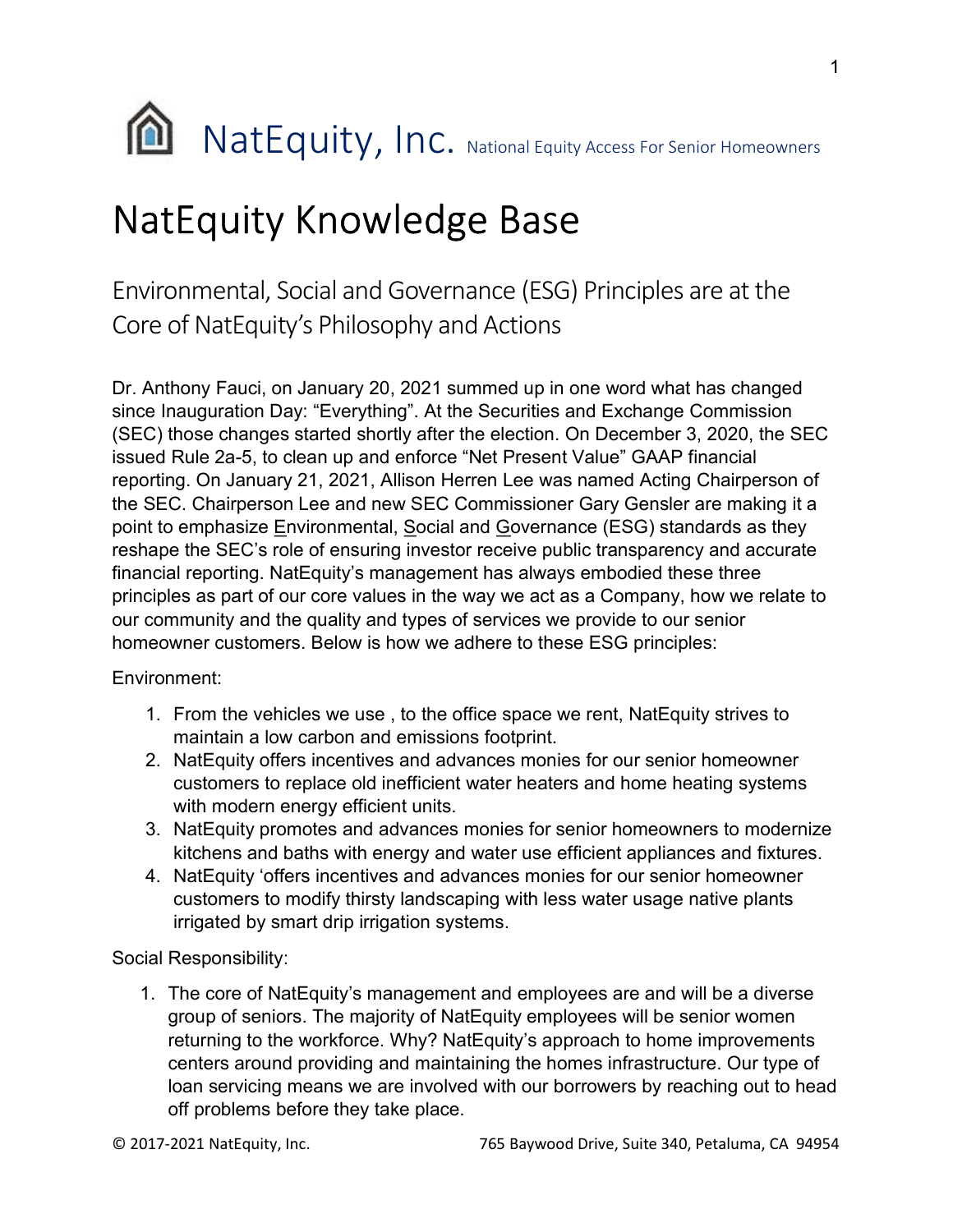# NatEquity, Inc. National Equity Access For Senior Homeowners

# NatEquity Knowledge Base

## Environmental, Social and Governance (ESG) Principles are at the Core of NatEquity's Philosophy and Actions

Dr. Anthony Fauci, on January 20, 2021 summed up in one word what has changed since Inauguration Day: "Everything". At the Securities and Exchange Commission (SEC) those changes started shortly after the election. On December 3, 2020, the SEC issued Rule 2a-5, to clean up and enforce "Net Present Value" GAAP financial reporting. On January 21, 2021, Allison Herren Lee was named Acting Chairperson of the SEC. Chairperson Lee and new SEC Commissioner Gary Gensler are making it a point to emphasize Environmental, Social and Governance (ESG) standards as they reshape the SEC's role of ensuring investor receive public transparency and accurate financial reporting. NatEquity's management has always embodied these three principles as part of our core values in the way we act as a Company, how we relate to our community and the quality and types of services we provide to our senior homeowner customers. Below is how we adhere to these ESG principles:

Environment:

1. From the vehicles we use , to the office space we rent, NatEquity strives to maintain a low carbon and emissions footprint.
2. NatEquity offers incentives and advances monies for our senior homeowner customers to replace old inefficient water heaters and home heating systems with modern energy efficient units.
3. NatEquity promotes and advances monies for senior homeowners to modernize kitchens and baths with energy and water use efficient appliances and fixtures.
4. NatEquity 'offers incentives and advances monies for our senior homeowner customers to modify thirsty landscaping with less water usage native plants irrigated by smart drip irrigation systems.

Social Responsibility:

1. The core of NatEquity's management and employees are and will be a diverse group of seniors. The majority of NatEquity employees will be senior women returning to the workforce. Why? NatEquity's approach to home improvements centers around providing and maintaining the homes infrastructure. Our type of loan servicing means we are involved with our borrowers by reaching out to head off problems before they take place.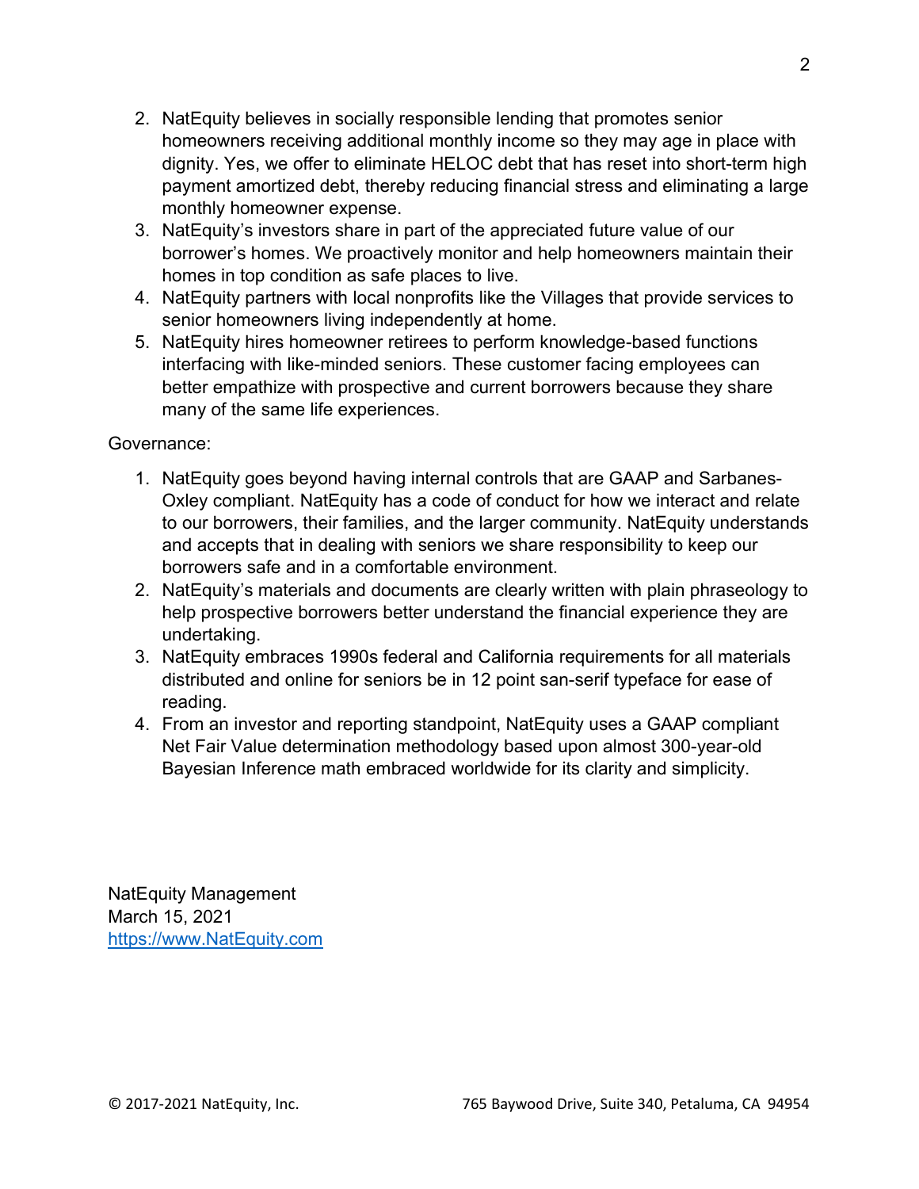2. NatEquity believes in socially responsible lending that promotes senior homeowners receiving additional monthly income so they may age in place with dignity. Yes, we offer to eliminate HELOC debt that has reset into short-term high payment amortized debt, thereby reducing financial stress and eliminating a large monthly homeowner expense.
3. NatEquity's investors share in part of the appreciated future value of our borrower's homes. We proactively monitor and help homeowners maintain their homes in top condition as safe places to live.
4. NatEquity partners with local nonprofits like the Villages that provide services to senior homeowners living independently at home.
5. NatEquity hires homeowner retirees to perform knowledge-based functions interfacing with like-minded seniors. These customer facing employees can better empathize with prospective and current borrowers because they share many of the same life experiences.

Governance:

1. NatEquity goes beyond having internal controls that are GAAP and Sarbanes-Oxley compliant. NatEquity has a code of conduct for how we interact and relate to our borrowers, their families, and the larger community. NatEquity understands and accepts that in dealing with seniors we share responsibility to keep our borrowers safe and in a comfortable environment.
2. NatEquity's materials and documents are clearly written with plain phraseology to help prospective borrowers better understand the financial experience they are undertaking.
3. NatEquity embraces 1990s federal and California requirements for all materials distributed and online for seniors be in 12 point san-serif typeface for ease of reading.
4. From an investor and reporting standpoint, NatEquity uses a GAAP compliant Net Fair Value determination methodology based upon almost 300-year-old Bayesian Inference math embraced worldwide for its clarity and simplicity.

NatEquity Management
March 15, 2021
[https://www.NatEquity.com](https://www.NatEquity.com)

© 2017-2021 NatEquity, Inc. 765 Baywood Drive, Suite 340, Petaluma, CA 94954